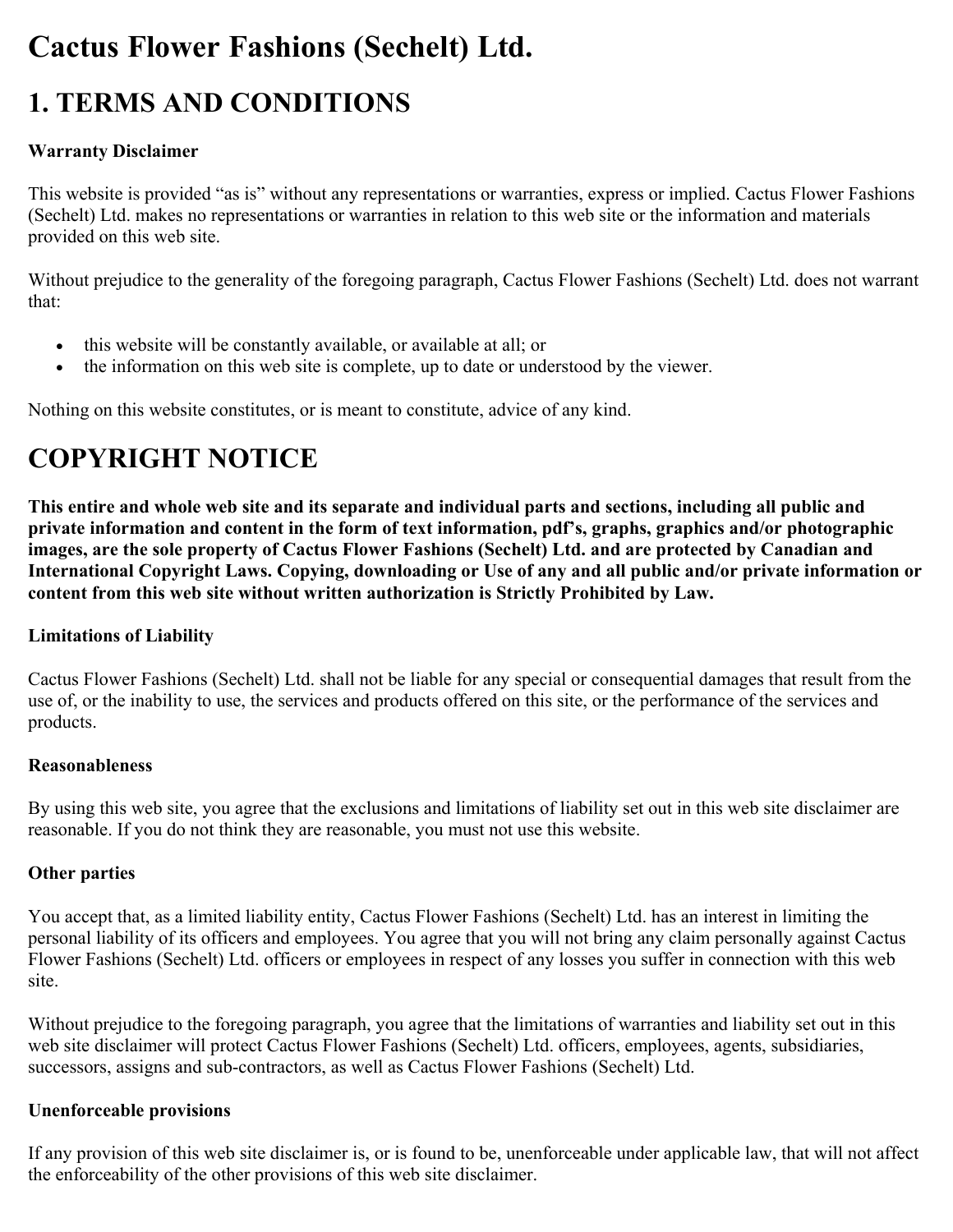# Cactus Flower Fashions (Sechelt) Ltd.

## 1. TERMS AND CONDITIONS

**Warranty Disclaimer**

This website is provided "as is" without any representations or warranties, express or implied. Cactus Flower Fashions (Sechelt) Ltd. makes no representations or warranties in relation to this web site or the information and materials provided on this web site.

Without prejudice to the generality of the foregoing paragraph, Cactus Flower Fashions (Sechelt) Ltd. does not warrant that:

- this website will be constantly available, or available at all; or
- the information on this web site is complete, up to date or understood by the viewer.

Nothing on this website constitutes, or is meant to constitute, advice of any kind.

## COPYRIGHT NOTICE

**This entire and whole web site and its separate and individual parts and sections, including all public and private information and content in the form of text information, pdf's, graphs, graphics and/or photographic images, are the sole property of Cactus Flower Fashions (Sechelt) Ltd. and are protected by Canadian and International Copyright Laws. Copying, downloading or Use of any and all public and/or private information or content from this web site without written authorization is Strictly Prohibited by Law.**

**Limitations of Liability**

Cactus Flower Fashions (Sechelt) Ltd. shall not be liable for any special or consequential damages that result from the use of, or the inability to use, the services and products offered on this site, or the performance of the services and products.

**Reasonableness**

By using this web site, you agree that the exclusions and limitations of liability set out in this web site disclaimer are reasonable. If you do not think they are reasonable, you must not use this website.

**Other parties**

You accept that, as a limited liability entity, Cactus Flower Fashions (Sechelt) Ltd. has an interest in limiting the personal liability of its officers and employees. You agree that you will not bring any claim personally against Cactus Flower Fashions (Sechelt) Ltd. officers or employees in respect of any losses you suffer in connection with this web site.

Without prejudice to the foregoing paragraph, you agree that the limitations of warranties and liability set out in this web site disclaimer will protect Cactus Flower Fashions (Sechelt) Ltd. officers, employees, agents, subsidiaries, successors, assigns and sub-contractors, as well as Cactus Flower Fashions (Sechelt) Ltd.

**Unenforceable provisions**

If any provision of this web site disclaimer is, or is found to be, unenforceable under applicable law, that will not affect the enforceability of the other provisions of this web site disclaimer.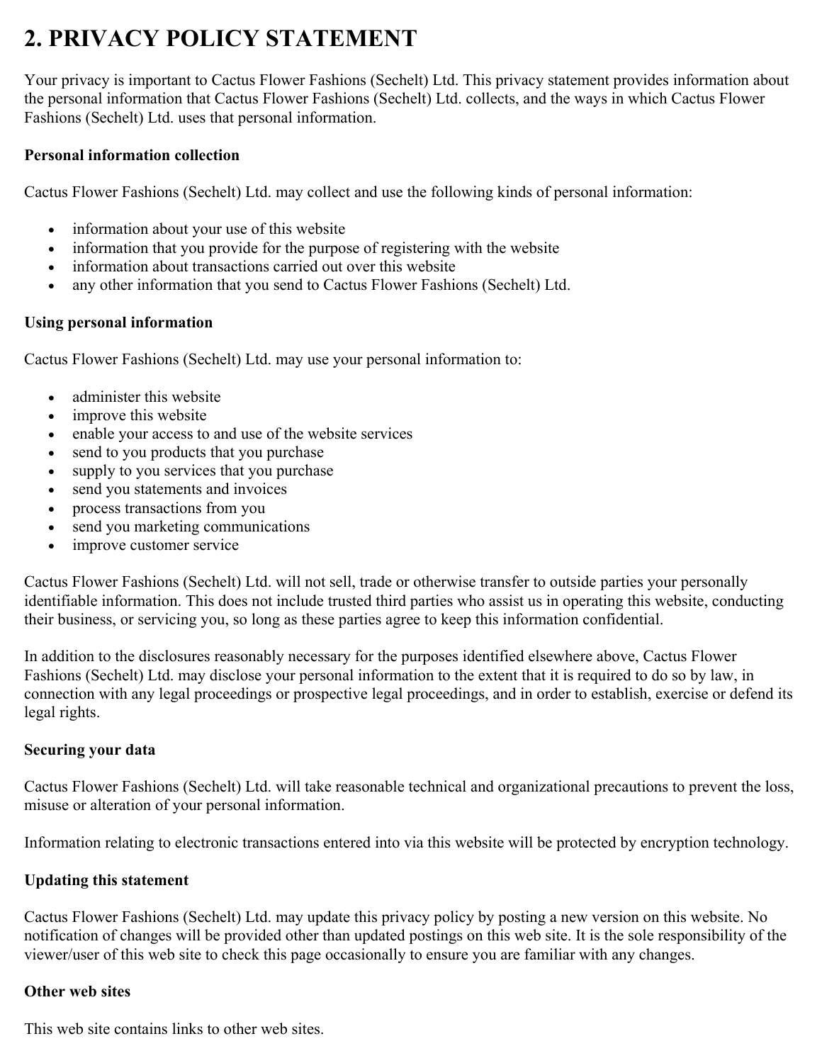# 2. PRIVACY POLICY STATEMENT

Your privacy is important to Cactus Flower Fashions (Sechelt) Ltd. This privacy statement provides information about the personal information that Cactus Flower Fashions (Sechelt) Ltd. collects, and the ways in which Cactus Flower Fashions (Sechelt) Ltd. uses that personal information.

**Personal information collection**

Cactus Flower Fashions (Sechelt) Ltd. may collect and use the following kinds of personal information:

- information about your use of this website
- information that you provide for the purpose of registering with the website
- information about transactions carried out over this website
- any other information that you send to Cactus Flower Fashions (Sechelt) Ltd.

**Using personal information**

Cactus Flower Fashions (Sechelt) Ltd. may use your personal information to:

- administer this website
- improve this website
- enable your access to and use of the website services
- send to you products that you purchase
- supply to you services that you purchase
- send you statements and invoices
- process transactions from you
- send you marketing communications
- improve customer service

Cactus Flower Fashions (Sechelt) Ltd. will not sell, trade or otherwise transfer to outside parties your personally identifiable information. This does not include trusted third parties who assist us in operating this website, conducting their business, or servicing you, so long as these parties agree to keep this information confidential.

In addition to the disclosures reasonably necessary for the purposes identified elsewhere above, Cactus Flower Fashions (Sechelt) Ltd. may disclose your personal information to the extent that it is required to do so by law, in connection with any legal proceedings or prospective legal proceedings, and in order to establish, exercise or defend its legal rights.

**Securing your data**

Cactus Flower Fashions (Sechelt) Ltd. will take reasonable technical and organizational precautions to prevent the loss, misuse or alteration of your personal information.

Information relating to electronic transactions entered into via this website will be protected by encryption technology.

**Updating this statement**

Cactus Flower Fashions (Sechelt) Ltd. may update this privacy policy by posting a new version on this website. No notification of changes will be provided other than updated postings on this web site. It is the sole responsibility of the viewer/user of this web site to check this page occasionally to ensure you are familiar with any changes.

**Other web sites**

This web site contains links to other web sites.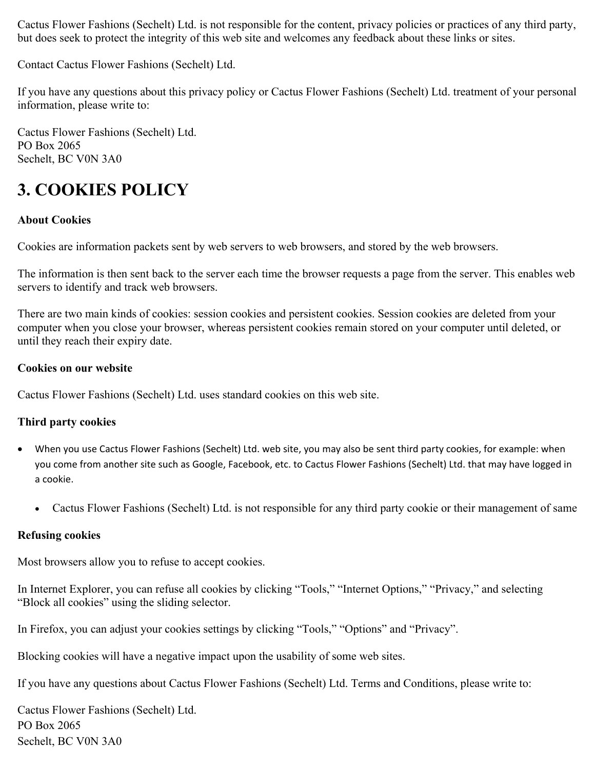Cactus Flower Fashions (Sechelt) Ltd. is not responsible for the content, privacy policies or practices of any third party, but does seek to protect the integrity of this web site and welcomes any feedback about these links or sites.

Contact Cactus Flower Fashions (Sechelt) Ltd.

If you have any questions about this privacy policy or Cactus Flower Fashions (Sechelt) Ltd. treatment of your personal information, please write to:

Cactus Flower Fashions (Sechelt) Ltd.
PO Box 2065
Sechelt, BC V0N 3A0

## 3. COOKIES POLICY

**About Cookies**

Cookies are information packets sent by web servers to web browsers, and stored by the web browsers.

The information is then sent back to the server each time the browser requests a page from the server. This enables web servers to identify and track web browsers.

There are two main kinds of cookies: session cookies and persistent cookies. Session cookies are deleted from your computer when you close your browser, whereas persistent cookies remain stored on your computer until deleted, or until they reach their expiry date.

**Cookies on our website**

Cactus Flower Fashions (Sechelt) Ltd. uses standard cookies on this web site.

**Third party cookies**

- When you use Cactus Flower Fashions (Sechelt) Ltd. web site, you may also be sent third party cookies, for example: when you come from another site such as Google, Facebook, etc. to Cactus Flower Fashions (Sechelt) Ltd. that may have logged in a cookie.
    - Cactus Flower Fashions (Sechelt) Ltd. is not responsible for any third party cookie or their management of same

**Refusing cookies**

Most browsers allow you to refuse to accept cookies.

In Internet Explorer, you can refuse all cookies by clicking "Tools," "Internet Options," "Privacy," and selecting "Block all cookies" using the sliding selector.

In Firefox, you can adjust your cookies settings by clicking "Tools," "Options" and "Privacy".

Blocking cookies will have a negative impact upon the usability of some web sites.

If you have any questions about Cactus Flower Fashions (Sechelt) Ltd. Terms and Conditions, please write to:

Cactus Flower Fashions (Sechelt) Ltd.
PO Box 2065
Sechelt, BC V0N 3A0